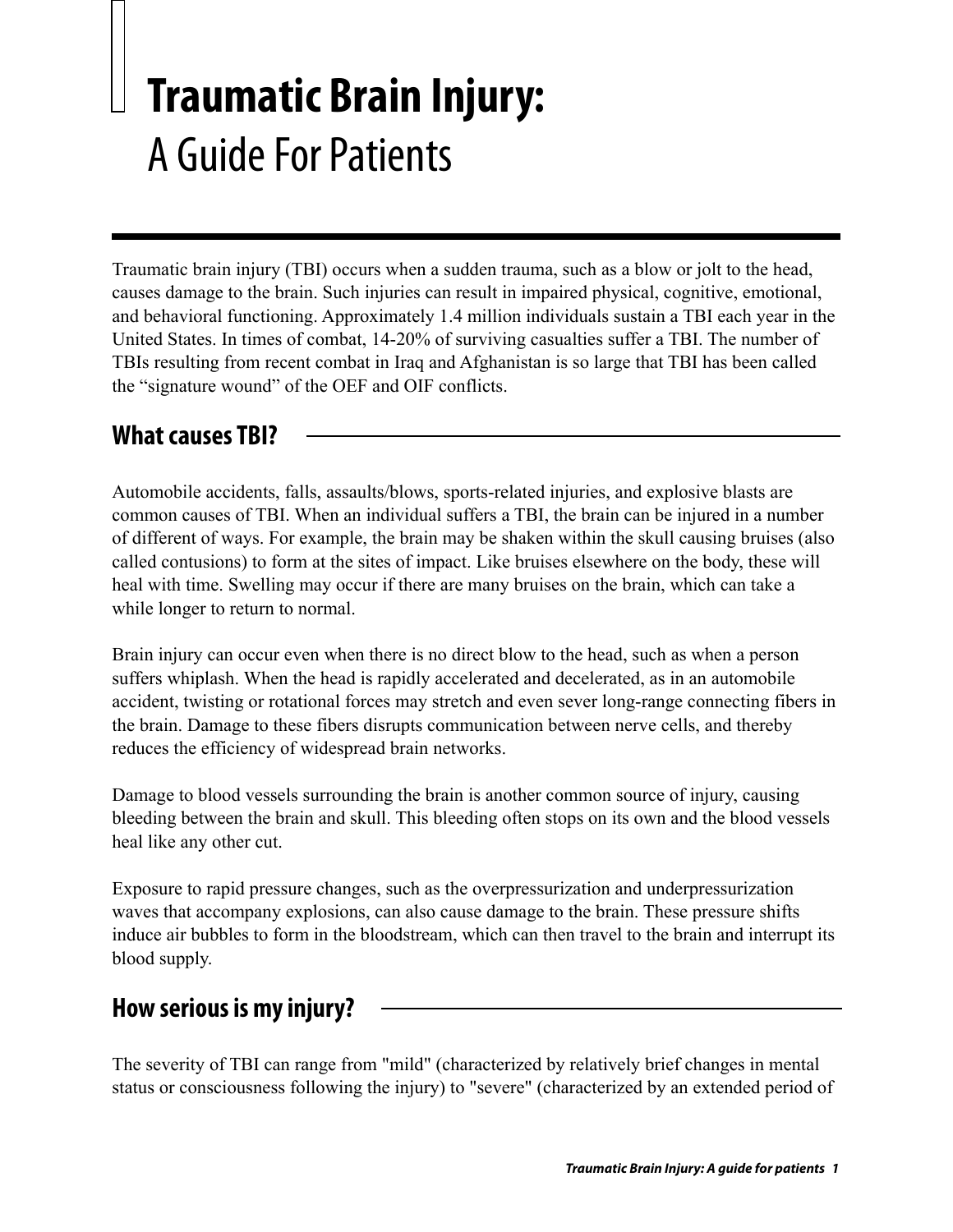# Traumatic Brain Injury:
A Guide For Patients

Traumatic brain injury (TBI) occurs when a sudden trauma, such as a blow or jolt to the head, causes damage to the brain. Such injuries can result in impaired physical, cognitive, emotional, and behavioral functioning. Approximately 1.4 million individuals sustain a TBI each year in the United States. In times of combat, 14-20% of surviving casualties suffer a TBI. The number of TBIs resulting from recent combat in Iraq and Afghanistan is so large that TBI has been called the "signature wound" of the OEF and OIF conflicts.

## What causes TBI?

Automobile accidents, falls, assaults/blows, sports-related injuries, and explosive blasts are common causes of TBI. When an individual suffers a TBI, the brain can be injured in a number of different of ways. For example, the brain may be shaken within the skull causing bruises (also called contusions) to form at the sites of impact. Like bruises elsewhere on the body, these will heal with time. Swelling may occur if there are many bruises on the brain, which can take a while longer to return to normal.

Brain injury can occur even when there is no direct blow to the head, such as when a person suffers whiplash. When the head is rapidly accelerated and decelerated, as in an automobile accident, twisting or rotational forces may stretch and even sever long-range connecting fibers in the brain. Damage to these fibers disrupts communication between nerve cells, and thereby reduces the efficiency of widespread brain networks.

Damage to blood vessels surrounding the brain is another common source of injury, causing bleeding between the brain and skull. This bleeding often stops on its own and the blood vessels heal like any other cut.

Exposure to rapid pressure changes, such as the overpressurization and underpressurization waves that accompany explosions, can also cause damage to the brain. These pressure shifts induce air bubbles to form in the bloodstream, which can then travel to the brain and interrupt its blood supply.

## How serious is my injury?

The severity of TBI can range from "mild" (characterized by relatively brief changes in mental status or consciousness following the injury) to "severe" (characterized by an extended period of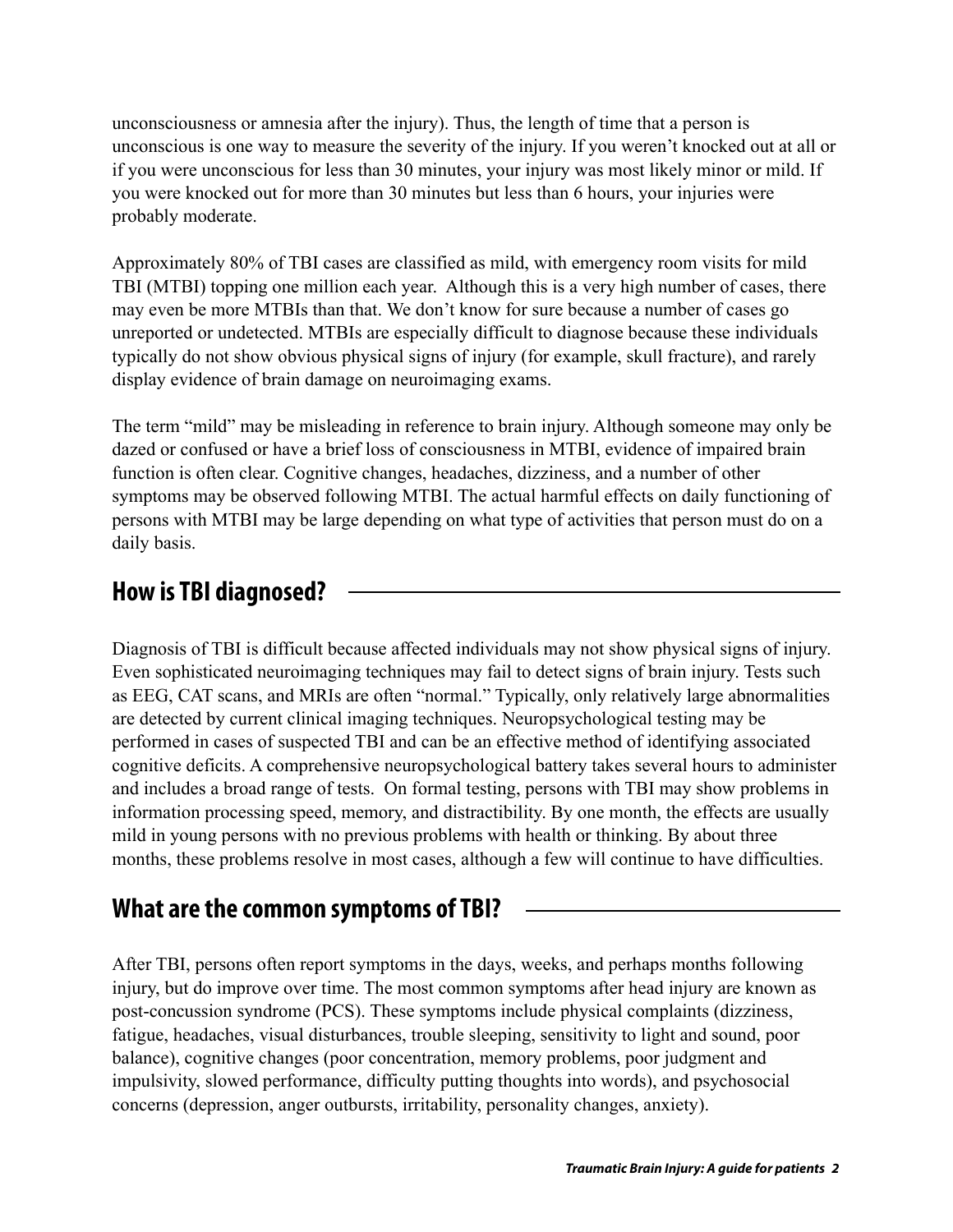unconsciousness or amnesia after the injury). Thus, the length of time that a person is unconscious is one way to measure the severity of the injury. If you weren't knocked out at all or if you were unconscious for less than 30 minutes, your injury was most likely minor or mild. If you were knocked out for more than 30 minutes but less than 6 hours, your injuries were probably moderate.

Approximately 80% of TBI cases are classified as mild, with emergency room visits for mild TBI (MTBI) topping one million each year. Although this is a very high number of cases, there may even be more MTBIs than that. We don't know for sure because a number of cases go unreported or undetected. MTBIs are especially difficult to diagnose because these individuals typically do not show obvious physical signs of injury (for example, skull fracture), and rarely display evidence of brain damage on neuroimaging exams.

The term "mild" may be misleading in reference to brain injury. Although someone may only be dazed or confused or have a brief loss of consciousness in MTBI, evidence of impaired brain function is often clear. Cognitive changes, headaches, dizziness, and a number of other symptoms may be observed following MTBI. The actual harmful effects on daily functioning of persons with MTBI may be large depending on what type of activities that person must do on a daily basis.

## How is TBI diagnosed?

Diagnosis of TBI is difficult because affected individuals may not show physical signs of injury. Even sophisticated neuroimaging techniques may fail to detect signs of brain injury. Tests such as EEG, CAT scans, and MRIs are often "normal." Typically, only relatively large abnormalities are detected by current clinical imaging techniques. Neuropsychological testing may be performed in cases of suspected TBI and can be an effective method of identifying associated cognitive deficits. A comprehensive neuropsychological battery takes several hours to administer and includes a broad range of tests. On formal testing, persons with TBI may show problems in information processing speed, memory, and distractibility. By one month, the effects are usually mild in young persons with no previous problems with health or thinking. By about three months, these problems resolve in most cases, although a few will continue to have difficulties.

## What are the common symptoms of TBI?

After TBI, persons often report symptoms in the days, weeks, and perhaps months following injury, but do improve over time. The most common symptoms after head injury are known as post-concussion syndrome (PCS). These symptoms include physical complaints (dizziness, fatigue, headaches, visual disturbances, trouble sleeping, sensitivity to light and sound, poor balance), cognitive changes (poor concentration, memory problems, poor judgment and impulsivity, slowed performance, difficulty putting thoughts into words), and psychosocial concerns (depression, anger outbursts, irritability, personality changes, anxiety).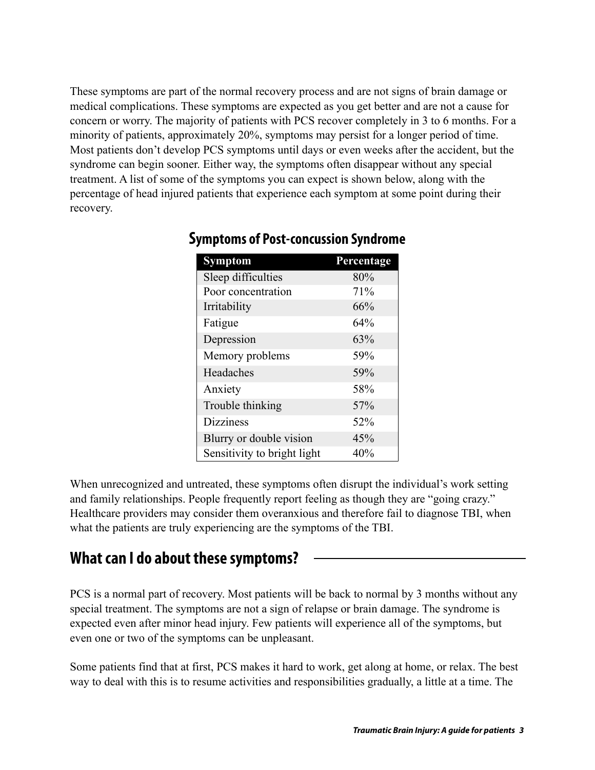These symptoms are part of the normal recovery process and are not signs of brain damage or medical complications. These symptoms are expected as you get better and are not a cause for concern or worry. The majority of patients with PCS recover completely in 3 to 6 months. For a minority of patients, approximately 20%, symptoms may persist for a longer period of time. Most patients don't develop PCS symptoms until days or even weeks after the accident, but the syndrome can begin sooner. Either way, the symptoms often disappear without any special treatment. A list of some of the symptoms you can expect is shown below, along with the percentage of head injured patients that experience each symptom at some point during their recovery.

### Symptoms of Post-concussion Syndrome

| Symptom | Percentage |
| --- | --- |
| Sleep difficulties | 80% |
| Poor concentration | 71% |
| Irritability | 66% |
| Fatigue | 64% |
| Depression | 63% |
| Memory problems | 59% |
| Headaches | 59% |
| Anxiety | 58% |
| Trouble thinking | 57% |
| Dizziness | 52% |
| Blurry or double vision | 45% |
| Sensitivity to bright light | 40% |

When unrecognized and untreated, these symptoms often disrupt the individual's work setting and family relationships. People frequently report feeling as though they are "going crazy." Healthcare providers may consider them overanxious and therefore fail to diagnose TBI, when what the patients are truly experiencing are the symptoms of the TBI.

## What can I do about these symptoms?

PCS is a normal part of recovery. Most patients will be back to normal by 3 months without any special treatment. The symptoms are not a sign of relapse or brain damage. The syndrome is expected even after minor head injury. Few patients will experience all of the symptoms, but even one or two of the symptoms can be unpleasant.

Some patients find that at first, PCS makes it hard to work, get along at home, or relax. The best way to deal with this is to resume activities and responsibilities gradually, a little at a time. The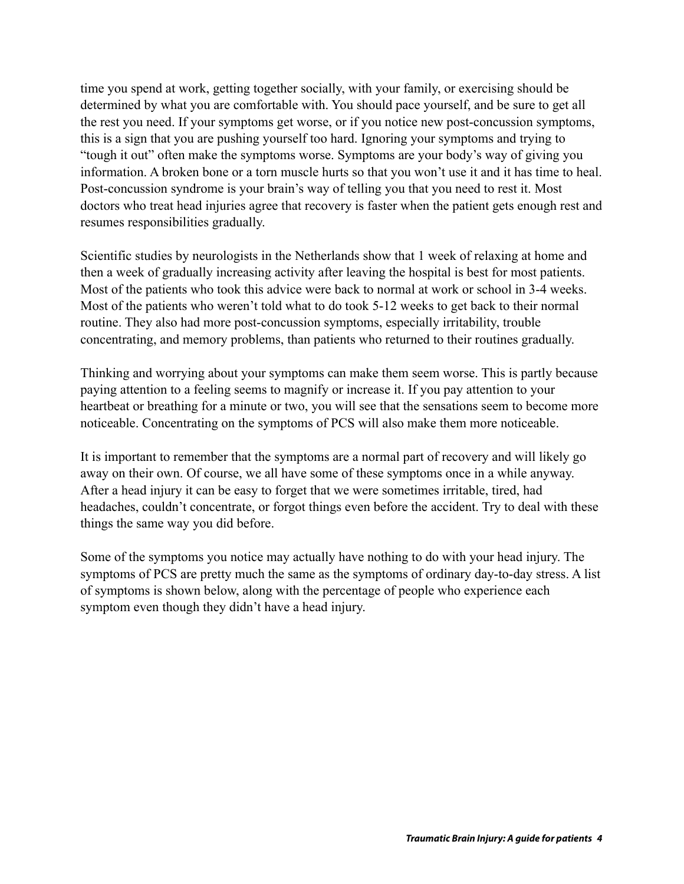time you spend at work, getting together socially, with your family, or exercising should be determined by what you are comfortable with. You should pace yourself, and be sure to get all the rest you need. If your symptoms get worse, or if you notice new post-concussion symptoms, this is a sign that you are pushing yourself too hard. Ignoring your symptoms and trying to "tough it out" often make the symptoms worse. Symptoms are your body's way of giving you information. A broken bone or a torn muscle hurts so that you won't use it and it has time to heal. Post-concussion syndrome is your brain's way of telling you that you need to rest it. Most doctors who treat head injuries agree that recovery is faster when the patient gets enough rest and resumes responsibilities gradually.

Scientific studies by neurologists in the Netherlands show that 1 week of relaxing at home and then a week of gradually increasing activity after leaving the hospital is best for most patients. Most of the patients who took this advice were back to normal at work or school in 3-4 weeks. Most of the patients who weren't told what to do took 5-12 weeks to get back to their normal routine. They also had more post-concussion symptoms, especially irritability, trouble concentrating, and memory problems, than patients who returned to their routines gradually.

Thinking and worrying about your symptoms can make them seem worse. This is partly because paying attention to a feeling seems to magnify or increase it. If you pay attention to your heartbeat or breathing for a minute or two, you will see that the sensations seem to become more noticeable. Concentrating on the symptoms of PCS will also make them more noticeable.

It is important to remember that the symptoms are a normal part of recovery and will likely go away on their own. Of course, we all have some of these symptoms once in a while anyway. After a head injury it can be easy to forget that we were sometimes irritable, tired, had headaches, couldn't concentrate, or forgot things even before the accident. Try to deal with these things the same way you did before.

Some of the symptoms you notice may actually have nothing to do with your head injury. The symptoms of PCS are pretty much the same as the symptoms of ordinary day-to-day stress. A list of symptoms is shown below, along with the percentage of people who experience each symptom even though they didn't have a head injury.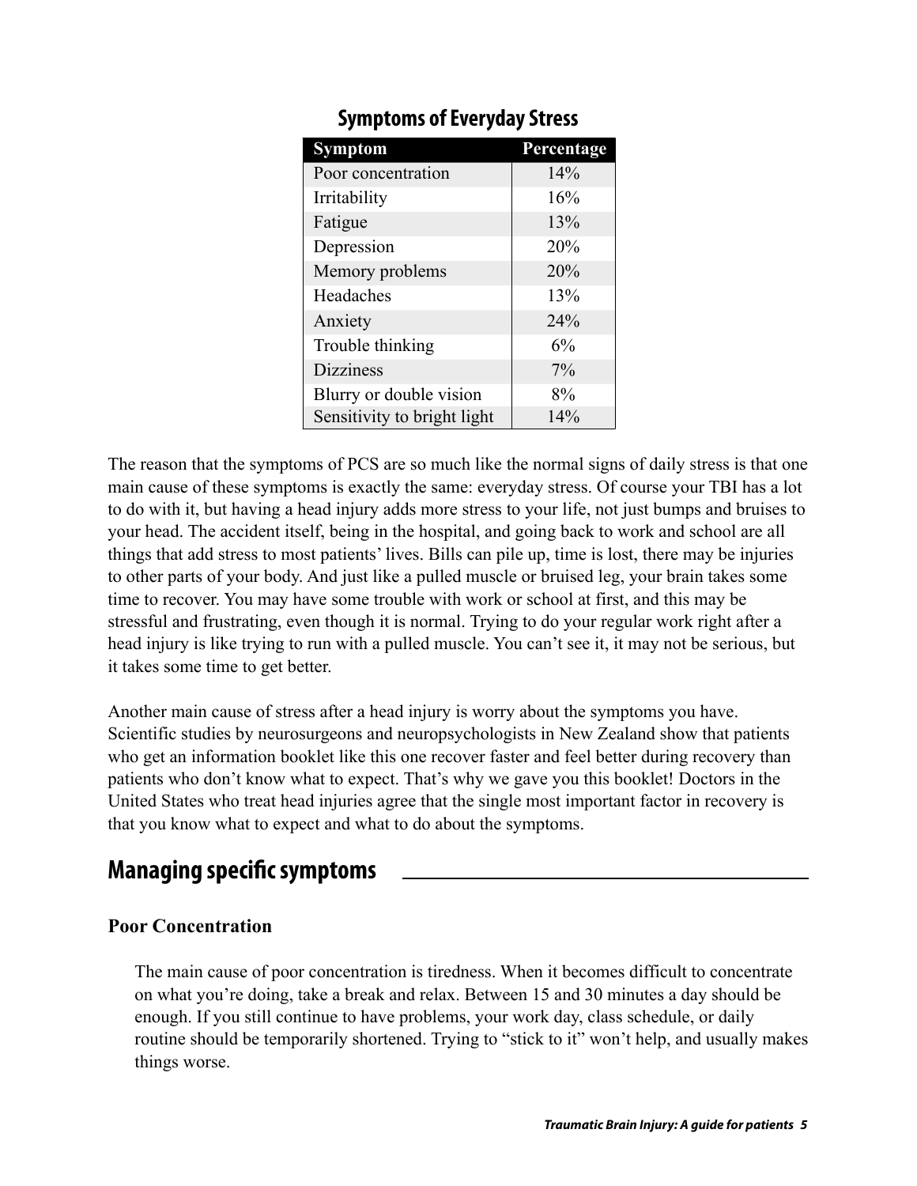## Symptoms of Everyday Stress

| Symptom | Percentage |
|---|---|
| Poor concentration | 14% |
| Irritability | 16% |
| Fatigue | 13% |
| Depression | 20% |
| Memory problems | 20% |
| Headaches | 13% |
| Anxiety | 24% |
| Trouble thinking | 6% |
| Dizziness | 7% |
| Blurry or double vision | 8% |
| Sensitivity to bright light | 14% |

The reason that the symptoms of PCS are so much like the normal signs of daily stress is that one main cause of these symptoms is exactly the same: everyday stress. Of course your TBI has a lot to do with it, but having a head injury adds more stress to your life, not just bumps and bruises to your head. The accident itself, being in the hospital, and going back to work and school are all things that add stress to most patients' lives. Bills can pile up, time is lost, there may be injuries to other parts of your body. And just like a pulled muscle or bruised leg, your brain takes some time to recover. You may have some trouble with work or school at first, and this may be stressful and frustrating, even though it is normal. Trying to do your regular work right after a head injury is like trying to run with a pulled muscle. You can't see it, it may not be serious, but it takes some time to get better.

Another main cause of stress after a head injury is worry about the symptoms you have. Scientific studies by neurosurgeons and neuropsychologists in New Zealand show that patients who get an information booklet like this one recover faster and feel better during recovery than patients who don't know what to expect. That's why we gave you this booklet! Doctors in the United States who treat head injuries agree that the single most important factor in recovery is that you know what to expect and what to do about the symptoms.

## Managing specific symptoms

### Poor Concentration

The main cause of poor concentration is tiredness. When it becomes difficult to concentrate on what you're doing, take a break and relax. Between 15 and 30 minutes a day should be enough. If you still continue to have problems, your work day, class schedule, or daily routine should be temporarily shortened. Trying to "stick to it" won't help, and usually makes things worse.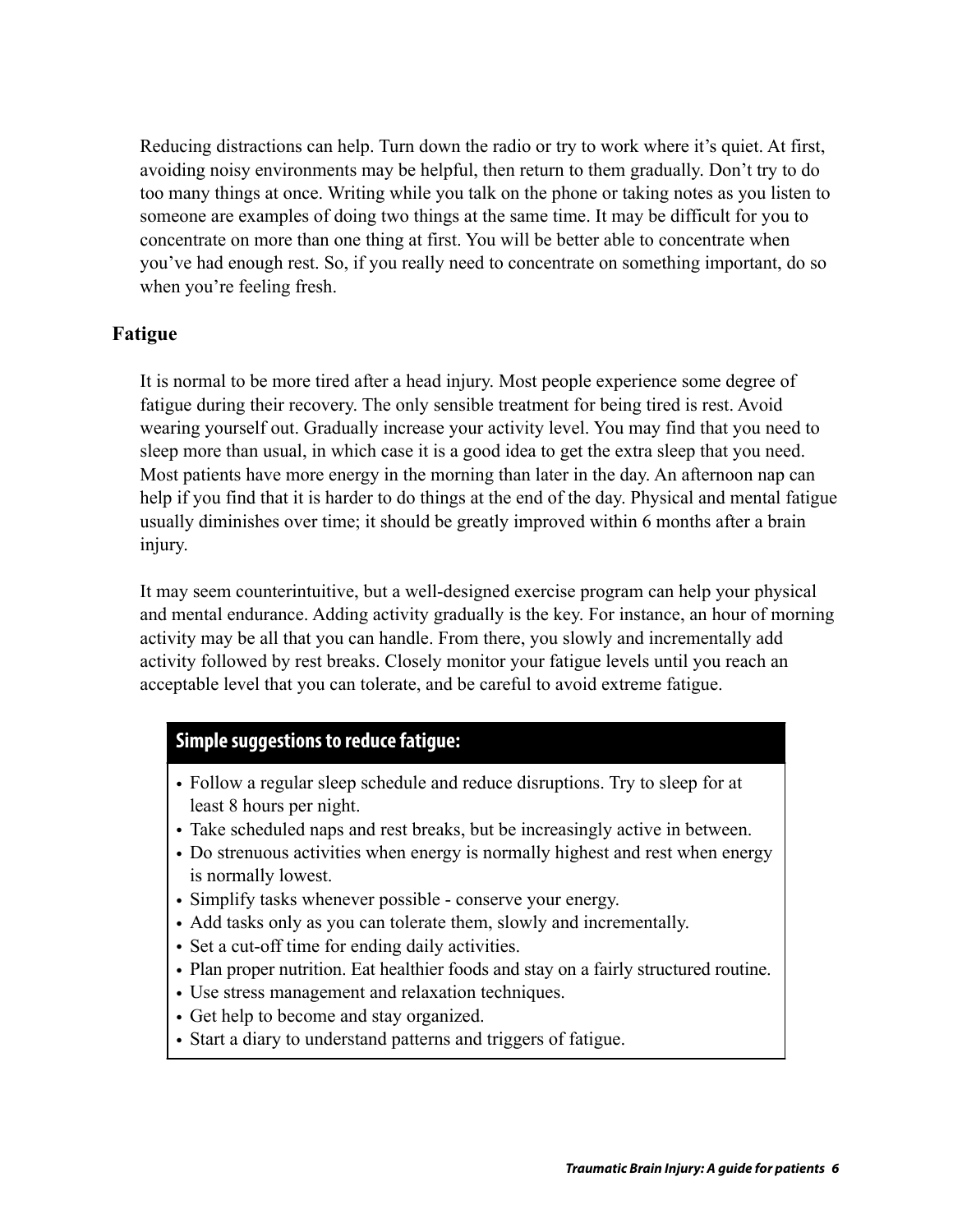Reducing distractions can help. Turn down the radio or try to work where it's quiet. At first, avoiding noisy environments may be helpful, then return to them gradually. Don't try to do too many things at once. Writing while you talk on the phone or taking notes as you listen to someone are examples of doing two things at the same time. It may be difficult for you to concentrate on more than one thing at first. You will be better able to concentrate when you've had enough rest. So, if you really need to concentrate on something important, do so when you're feeling fresh.

## Fatigue

It is normal to be more tired after a head injury. Most people experience some degree of fatigue during their recovery. The only sensible treatment for being tired is rest. Avoid wearing yourself out. Gradually increase your activity level. You may find that you need to sleep more than usual, in which case it is a good idea to get the extra sleep that you need. Most patients have more energy in the morning than later in the day. An afternoon nap can help if you find that it is harder to do things at the end of the day. Physical and mental fatigue usually diminishes over time; it should be greatly improved within 6 months after a brain injury.

It may seem counterintuitive, but a well-designed exercise program can help your physical and mental endurance. Adding activity gradually is the key. For instance, an hour of morning activity may be all that you can handle. From there, you slowly and incrementally add activity followed by rest breaks. Closely monitor your fatigue levels until you reach an acceptable level that you can tolerate, and be careful to avoid extreme fatigue.

**Simple suggestions to reduce fatigue:**

- Follow a regular sleep schedule and reduce disruptions. Try to sleep for at least 8 hours per night.
- Take scheduled naps and rest breaks, but be increasingly active in between.
- Do strenuous activities when energy is normally highest and rest when energy is normally lowest.
- Simplify tasks whenever possible - conserve your energy.
- Add tasks only as you can tolerate them, slowly and incrementally.
- Set a cut-off time for ending daily activities.
- Plan proper nutrition. Eat healthier foods and stay on a fairly structured routine.
- Use stress management and relaxation techniques.
- Get help to become and stay organized.
- Start a diary to understand patterns and triggers of fatigue.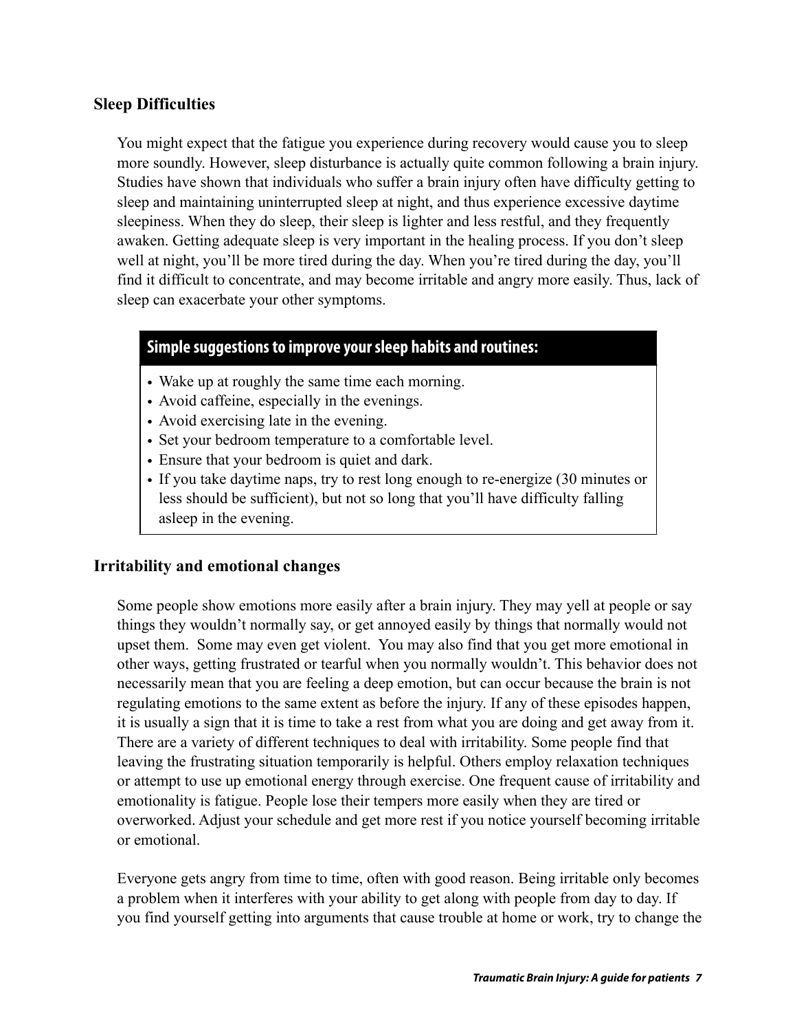## Sleep Difficulties

You might expect that the fatigue you experience during recovery would cause you to sleep more soundly. However, sleep disturbance is actually quite common following a brain injury. Studies have shown that individuals who suffer a brain injury often have difficulty getting to sleep and maintaining uninterrupted sleep at night, and thus experience excessive daytime sleepiness. When they do sleep, their sleep is lighter and less restful, and they frequently awaken. Getting adequate sleep is very important in the healing process. If you don't sleep well at night, you'll be more tired during the day. When you're tired during the day, you'll find it difficult to concentrate, and may become irritable and angry more easily. Thus, lack of sleep can exacerbate your other symptoms.

**Simple suggestions to improve your sleep habits and routines:**

- Wake up at roughly the same time each morning.
- Avoid caffeine, especially in the evenings.
- Avoid exercising late in the evening.
- Set your bedroom temperature to a comfortable level.
- Ensure that your bedroom is quiet and dark.
- If you take daytime naps, try to rest long enough to re-energize (30 minutes or less should be sufficient), but not so long that you'll have difficulty falling asleep in the evening.

## Irritability and emotional changes

Some people show emotions more easily after a brain injury. They may yell at people or say things they wouldn't normally say, or get annoyed easily by things that normally would not upset them. Some may even get violent. You may also find that you get more emotional in other ways, getting frustrated or tearful when you normally wouldn't. This behavior does not necessarily mean that you are feeling a deep emotion, but can occur because the brain is not regulating emotions to the same extent as before the injury. If any of these episodes happen, it is usually a sign that it is time to take a rest from what you are doing and get away from it. There are a variety of different techniques to deal with irritability. Some people find that leaving the frustrating situation temporarily is helpful. Others employ relaxation techniques or attempt to use up emotional energy through exercise. One frequent cause of irritability and emotionality is fatigue. People lose their tempers more easily when they are tired or overworked. Adjust your schedule and get more rest if you notice yourself becoming irritable or emotional.

Everyone gets angry from time to time, often with good reason. Being irritable only becomes a problem when it interferes with your ability to get along with people from day to day. If you find yourself getting into arguments that cause trouble at home or work, try to change the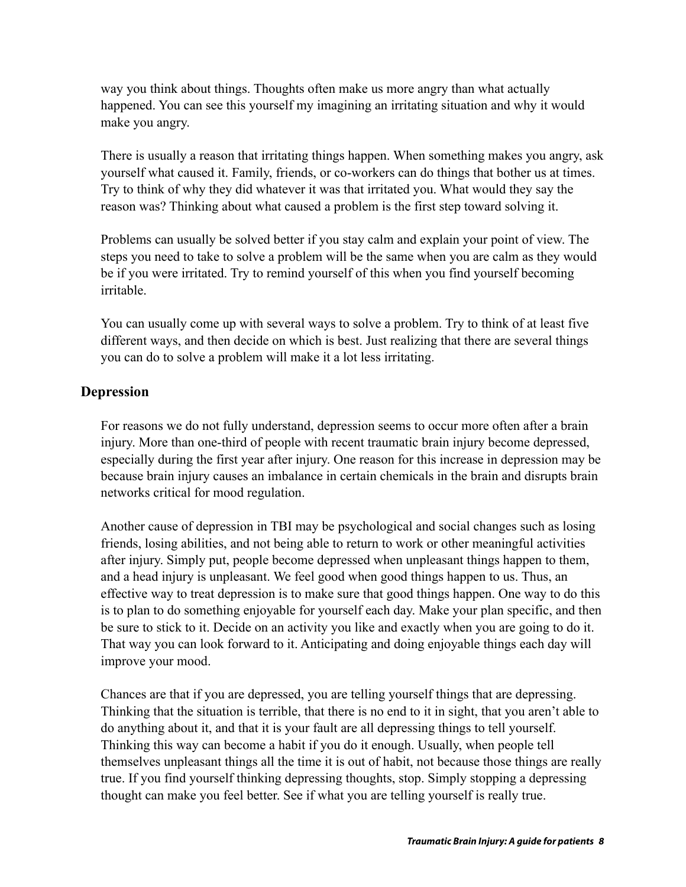way you think about things. Thoughts often make us more angry than what actually happened. You can see this yourself my imagining an irritating situation and why it would make you angry.

There is usually a reason that irritating things happen. When something makes you angry, ask yourself what caused it. Family, friends, or co-workers can do things that bother us at times. Try to think of why they did whatever it was that irritated you. What would they say the reason was? Thinking about what caused a problem is the first step toward solving it.

Problems can usually be solved better if you stay calm and explain your point of view. The steps you need to take to solve a problem will be the same when you are calm as they would be if you were irritated. Try to remind yourself of this when you find yourself becoming irritable.

You can usually come up with several ways to solve a problem. Try to think of at least five different ways, and then decide on which is best. Just realizing that there are several things you can do to solve a problem will make it a lot less irritating.

## Depression

For reasons we do not fully understand, depression seems to occur more often after a brain injury. More than one-third of people with recent traumatic brain injury become depressed, especially during the first year after injury. One reason for this increase in depression may be because brain injury causes an imbalance in certain chemicals in the brain and disrupts brain networks critical for mood regulation.

Another cause of depression in TBI may be psychological and social changes such as losing friends, losing abilities, and not being able to return to work or other meaningful activities after injury. Simply put, people become depressed when unpleasant things happen to them, and a head injury is unpleasant. We feel good when good things happen to us. Thus, an effective way to treat depression is to make sure that good things happen. One way to do this is to plan to do something enjoyable for yourself each day. Make your plan specific, and then be sure to stick to it. Decide on an activity you like and exactly when you are going to do it. That way you can look forward to it. Anticipating and doing enjoyable things each day will improve your mood.

Chances are that if you are depressed, you are telling yourself things that are depressing. Thinking that the situation is terrible, that there is no end to it in sight, that you aren't able to do anything about it, and that it is your fault are all depressing things to tell yourself. Thinking this way can become a habit if you do it enough. Usually, when people tell themselves unpleasant things all the time it is out of habit, not because those things are really true. If you find yourself thinking depressing thoughts, stop. Simply stopping a depressing thought can make you feel better. See if what you are telling yourself is really true.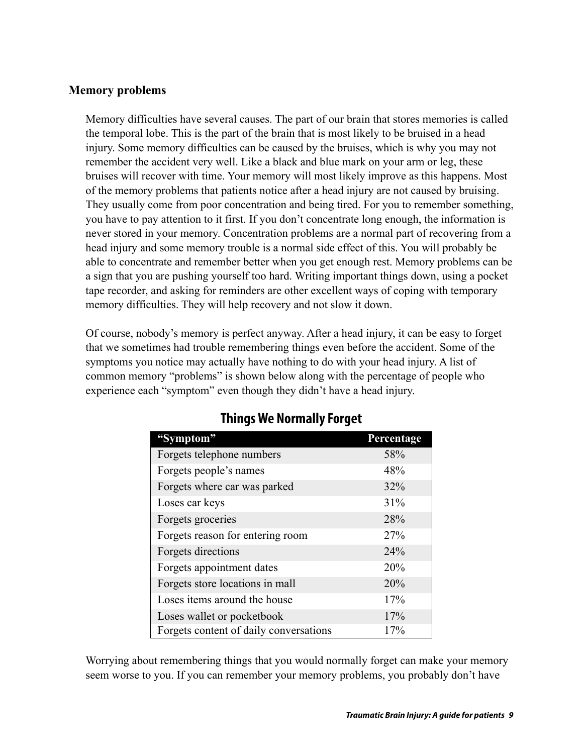## Memory problems

Memory difficulties have several causes. The part of our brain that stores memories is called the temporal lobe. This is the part of the brain that is most likely to be bruised in a head injury. Some memory difficulties can be caused by the bruises, which is why you may not remember the accident very well. Like a black and blue mark on your arm or leg, these bruises will recover with time. Your memory will most likely improve as this happens. Most of the memory problems that patients notice after a head injury are not caused by bruising. They usually come from poor concentration and being tired. For you to remember something, you have to pay attention to it first. If you don't concentrate long enough, the information is never stored in your memory. Concentration problems are a normal part of recovering from a head injury and some memory trouble is a normal side effect of this. You will probably be able to concentrate and remember better when you get enough rest. Memory problems can be a sign that you are pushing yourself too hard. Writing important things down, using a pocket tape recorder, and asking for reminders are other excellent ways of coping with temporary memory difficulties. They will help recovery and not slow it down.

Of course, nobody's memory is perfect anyway. After a head injury, it can be easy to forget that we sometimes had trouble remembering things even before the accident. Some of the symptoms you notice may actually have nothing to do with your head injury. A list of common memory "problems" is shown below along with the percentage of people who experience each "symptom" even though they didn't have a head injury.

### Things We Normally Forget

| "Symptom" | Percentage |
|---|---|
| Forgets telephone numbers | 58% |
| Forgets people's names | 48% |
| Forgets where car was parked | 32% |
| Loses car keys | 31% |
| Forgets groceries | 28% |
| Forgets reason for entering room | 27% |
| Forgets directions | 24% |
| Forgets appointment dates | 20% |
| Forgets store locations in mall | 20% |
| Loses items around the house | 17% |
| Loses wallet or pocketbook | 17% |
| Forgets content of daily conversations | 17% |

Worrying about remembering things that you would normally forget can make your memory seem worse to you. If you can remember your memory problems, you probably don't have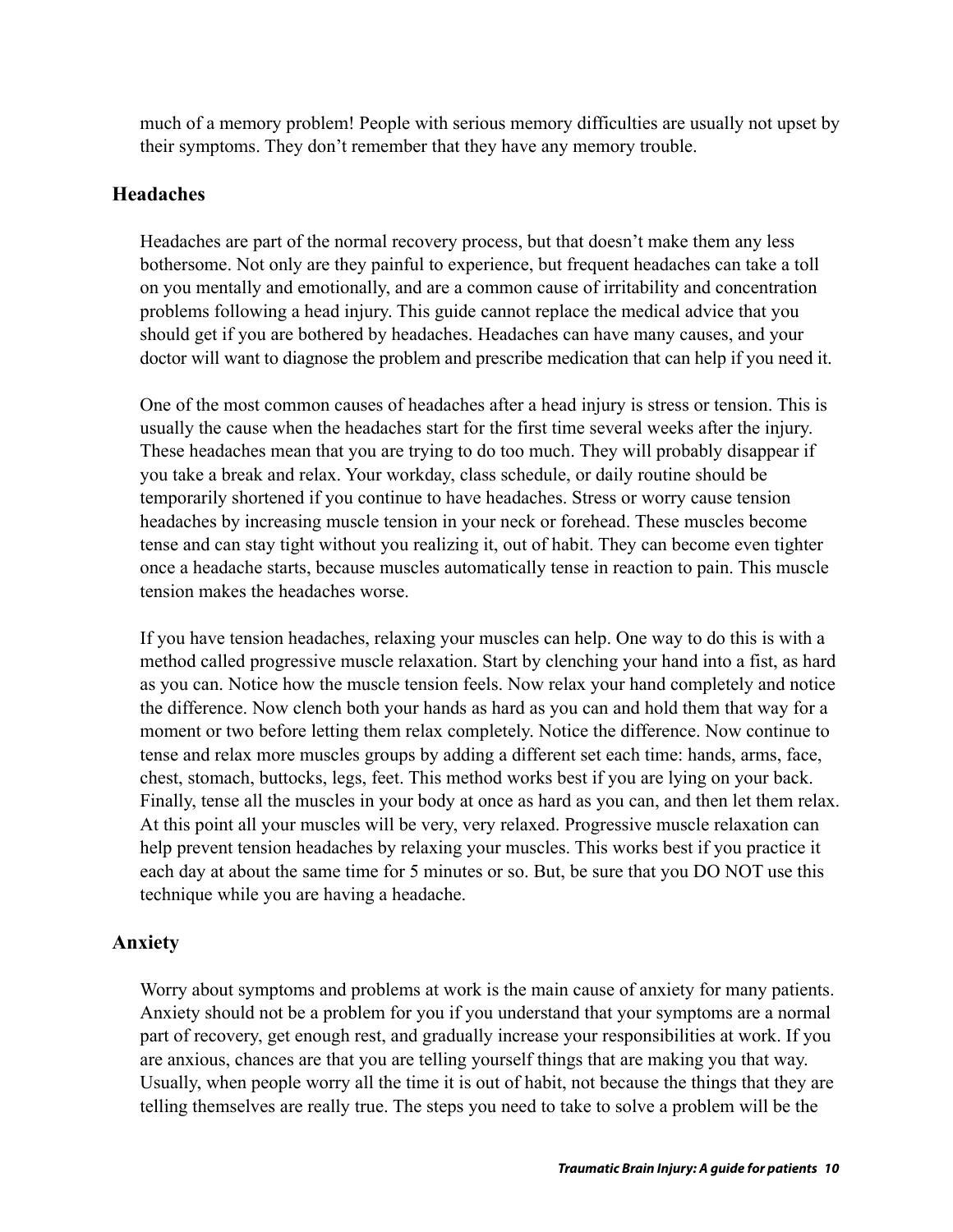much of a memory problem! People with serious memory difficulties are usually not upset by their symptoms. They don't remember that they have any memory trouble.

## Headaches

Headaches are part of the normal recovery process, but that doesn't make them any less bothersome. Not only are they painful to experience, but frequent headaches can take a toll on you mentally and emotionally, and are a common cause of irritability and concentration problems following a head injury. This guide cannot replace the medical advice that you should get if you are bothered by headaches. Headaches can have many causes, and your doctor will want to diagnose the problem and prescribe medication that can help if you need it.

One of the most common causes of headaches after a head injury is stress or tension. This is usually the cause when the headaches start for the first time several weeks after the injury. These headaches mean that you are trying to do too much. They will probably disappear if you take a break and relax. Your workday, class schedule, or daily routine should be temporarily shortened if you continue to have headaches. Stress or worry cause tension headaches by increasing muscle tension in your neck or forehead. These muscles become tense and can stay tight without you realizing it, out of habit. They can become even tighter once a headache starts, because muscles automatically tense in reaction to pain. This muscle tension makes the headaches worse.

If you have tension headaches, relaxing your muscles can help. One way to do this is with a method called progressive muscle relaxation. Start by clenching your hand into a fist, as hard as you can. Notice how the muscle tension feels. Now relax your hand completely and notice the difference. Now clench both your hands as hard as you can and hold them that way for a moment or two before letting them relax completely. Notice the difference. Now continue to tense and relax more muscles groups by adding a different set each time: hands, arms, face, chest, stomach, buttocks, legs, feet. This method works best if you are lying on your back. Finally, tense all the muscles in your body at once as hard as you can, and then let them relax. At this point all your muscles will be very, very relaxed. Progressive muscle relaxation can help prevent tension headaches by relaxing your muscles. This works best if you practice it each day at about the same time for 5 minutes or so. But, be sure that you DO NOT use this technique while you are having a headache.

## Anxiety

Worry about symptoms and problems at work is the main cause of anxiety for many patients. Anxiety should not be a problem for you if you understand that your symptoms are a normal part of recovery, get enough rest, and gradually increase your responsibilities at work. If you are anxious, chances are that you are telling yourself things that are making you that way. Usually, when people worry all the time it is out of habit, not because the things that they are telling themselves are really true. The steps you need to take to solve a problem will be the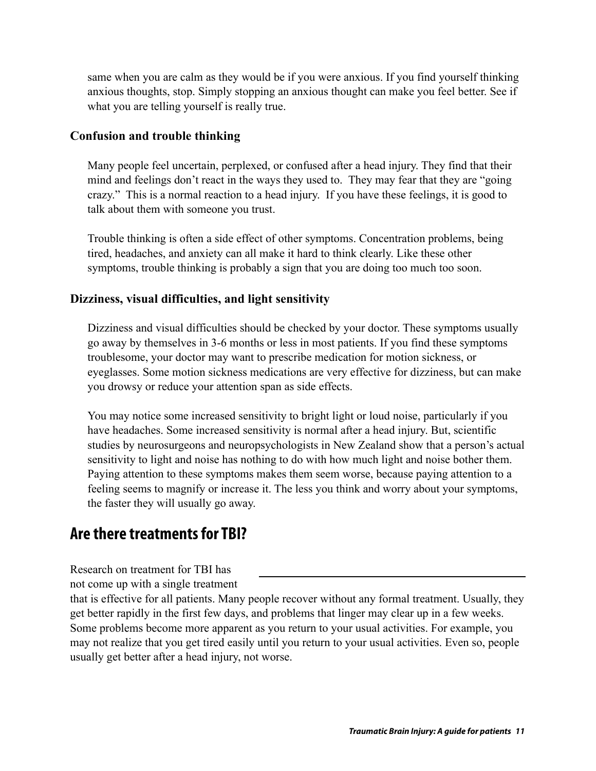same when you are calm as they would be if you were anxious. If you find yourself thinking anxious thoughts, stop. Simply stopping an anxious thought can make you feel better. See if what you are telling yourself is really true.

### Confusion and trouble thinking

Many people feel uncertain, perplexed, or confused after a head injury. They find that their mind and feelings don't react in the ways they used to. They may fear that they are "going crazy." This is a normal reaction to a head injury. If you have these feelings, it is good to talk about them with someone you trust.

Trouble thinking is often a side effect of other symptoms. Concentration problems, being tired, headaches, and anxiety can all make it hard to think clearly. Like these other symptoms, trouble thinking is probably a sign that you are doing too much too soon.

### Dizziness, visual difficulties, and light sensitivity

Dizziness and visual difficulties should be checked by your doctor. These symptoms usually go away by themselves in 3-6 months or less in most patients. If you find these symptoms troublesome, your doctor may want to prescribe medication for motion sickness, or eyeglasses. Some motion sickness medications are very effective for dizziness, but can make you drowsy or reduce your attention span as side effects.

You may notice some increased sensitivity to bright light or loud noise, particularly if you have headaches. Some increased sensitivity is normal after a head injury. But, scientific studies by neurosurgeons and neuropsychologists in New Zealand show that a person's actual sensitivity to light and noise has nothing to do with how much light and noise bother them. Paying attention to these symptoms makes them seem worse, because paying attention to a feeling seems to magnify or increase it. The less you think and worry about your symptoms, the faster they will usually go away.

## Are there treatments for TBI?

Research on treatment for TBI has not come up with a single treatment that is effective for all patients. Many people recover without any formal treatment. Usually, they get better rapidly in the first few days, and problems that linger may clear up in a few weeks. Some problems become more apparent as you return to your usual activities. For example, you may not realize that you get tired easily until you return to your usual activities. Even so, people usually get better after a head injury, not worse.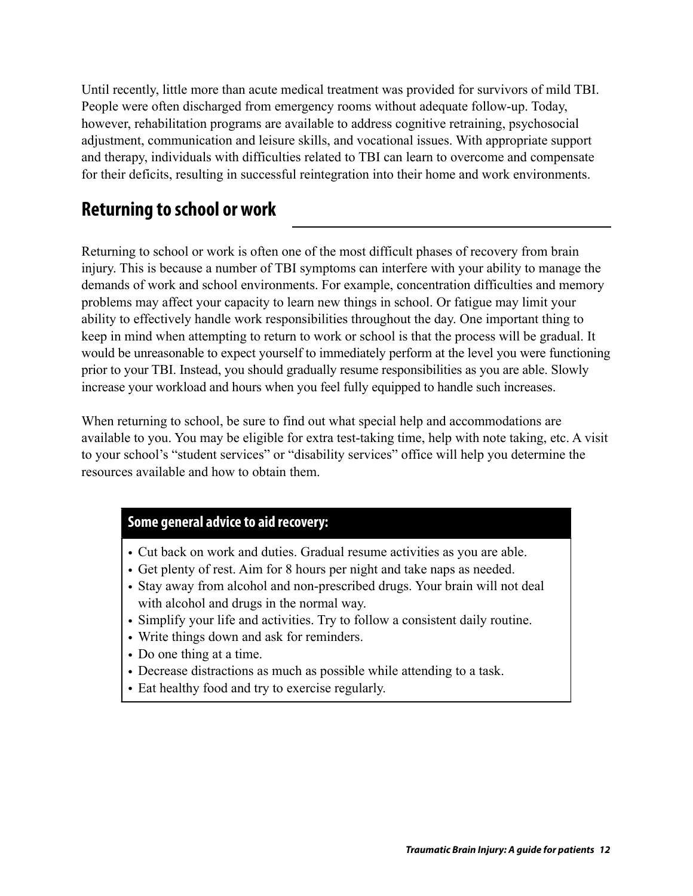Until recently, little more than acute medical treatment was provided for survivors of mild TBI. People were often discharged from emergency rooms without adequate follow-up. Today, however, rehabilitation programs are available to address cognitive retraining, psychosocial adjustment, communication and leisure skills, and vocational issues. With appropriate support and therapy, individuals with difficulties related to TBI can learn to overcome and compensate for their deficits, resulting in successful reintegration into their home and work environments.

## Returning to school or work

Returning to school or work is often one of the most difficult phases of recovery from brain injury. This is because a number of TBI symptoms can interfere with your ability to manage the demands of work and school environments. For example, concentration difficulties and memory problems may affect your capacity to learn new things in school. Or fatigue may limit your ability to effectively handle work responsibilities throughout the day. One important thing to keep in mind when attempting to return to work or school is that the process will be gradual. It would be unreasonable to expect yourself to immediately perform at the level you were functioning prior to your TBI. Instead, you should gradually resume responsibilities as you are able. Slowly increase your workload and hours when you feel fully equipped to handle such increases.

When returning to school, be sure to find out what special help and accommodations are available to you. You may be eligible for extra test-taking time, help with note taking, etc. A visit to your school's "student services" or "disability services" office will help you determine the resources available and how to obtain them.

**Some general advice to aid recovery:**

- Cut back on work and duties. Gradual resume activities as you are able.
- Get plenty of rest. Aim for 8 hours per night and take naps as needed.
- Stay away from alcohol and non-prescribed drugs. Your brain will not deal with alcohol and drugs in the normal way.
- Simplify your life and activities. Try to follow a consistent daily routine.
- Write things down and ask for reminders.
- Do one thing at a time.
- Decrease distractions as much as possible while attending to a task.
- Eat healthy food and try to exercise regularly.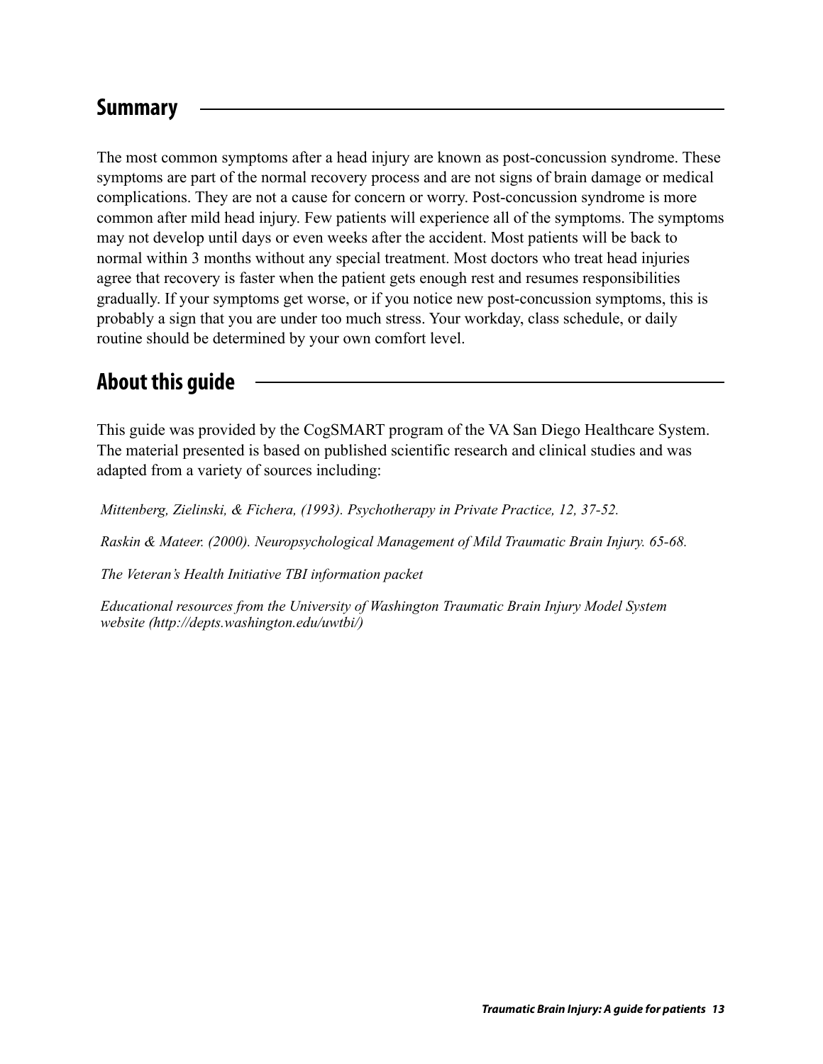## Summary

The most common symptoms after a head injury are known as post-concussion syndrome. These symptoms are part of the normal recovery process and are not signs of brain damage or medical complications. They are not a cause for concern or worry. Post-concussion syndrome is more common after mild head injury. Few patients will experience all of the symptoms. The symptoms may not develop until days or even weeks after the accident. Most patients will be back to normal within 3 months without any special treatment. Most doctors who treat head injuries agree that recovery is faster when the patient gets enough rest and resumes responsibilities gradually. If your symptoms get worse, or if you notice new post-concussion symptoms, this is probably a sign that you are under too much stress. Your workday, class schedule, or daily routine should be determined by your own comfort level.

## About this guide

This guide was provided by the CogSMART program of the VA San Diego Healthcare System. The material presented is based on published scientific research and clinical studies and was adapted from a variety of sources including:

*Mittenberg, Zielinski, & Fichera, (1993). Psychotherapy in Private Practice, 12, 37-52.*

*Raskin & Mateer. (2000). Neuropsychological Management of Mild Traumatic Brain Injury. 65-68.*

*The Veteran's Health Initiative TBI information packet*

*Educational resources from the University of Washington Traumatic Brain Injury Model System website (http://depts.washington.edu/uwtbi/)*